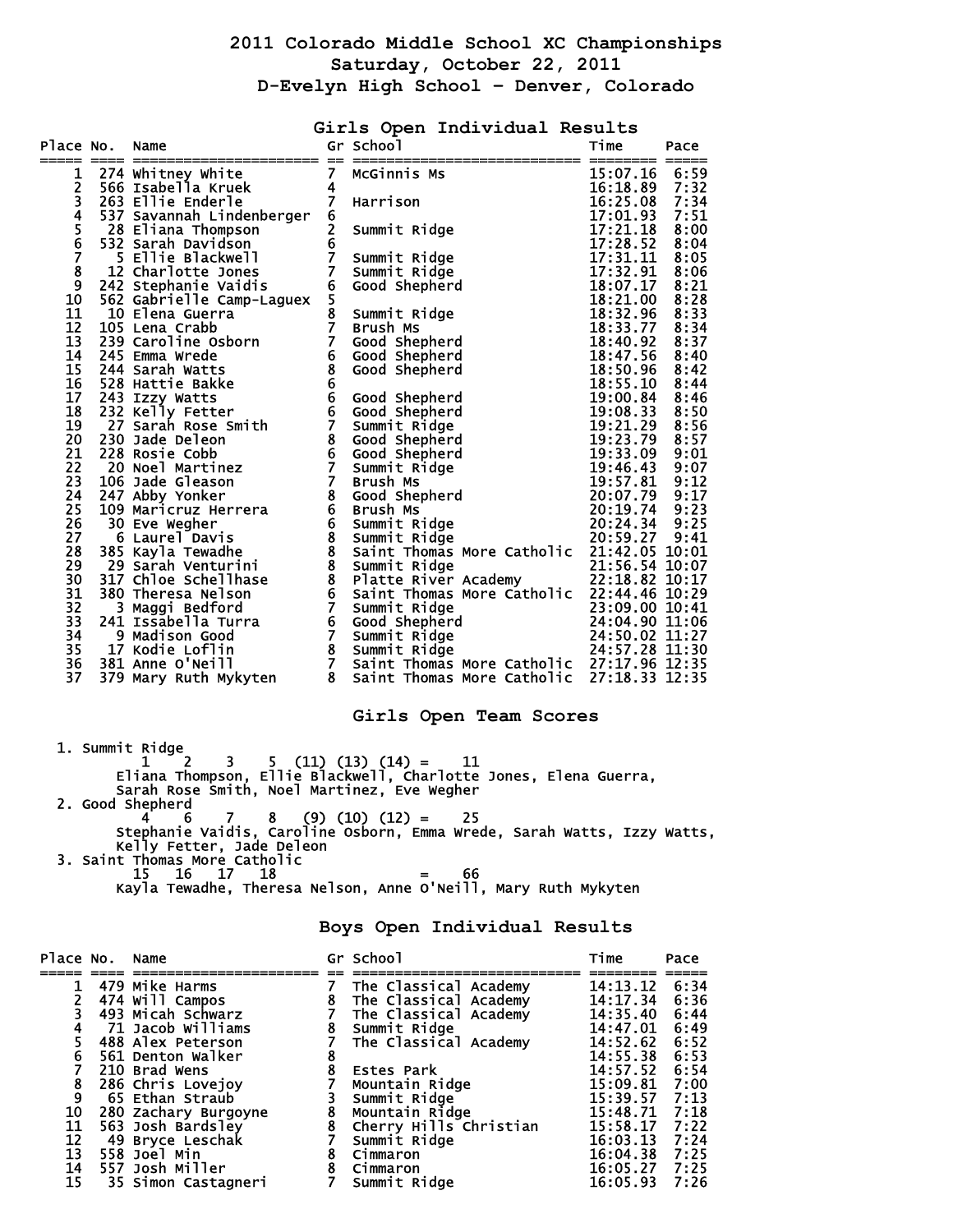# 2011 Colorado Middle School XC Championships

## Saturday, October 22, 2011

## D-Evelyn High School - Denver, Colorado

### Girls Open Individual Results

| Place | No. | Name | Gr | School | Time | Pace |
|---|---|---|---|---|---|---|
| 1 | 274 | Whitney White | 7 | McGinnis Ms | 15:07.16 | 6:59 |
| 2 | 566 | Isabella Kruek | 4 | | 16:18.89 | 7:32 |
| 3 | 263 | Ellie Enderle | 7 | Harrison | 16:25.08 | 7:34 |
| 4 | 537 | Savannah Lindenberger | 6 | | 17:01.93 | 7:51 |
| 5 | 28 | Eliana Thompson | 2 | Summit Ridge | 17:21.18 | 8:00 |
| 6 | 532 | Sarah Davidson | 6 | | 17:28.52 | 8:04 |
| 7 | 5 | Ellie Blackwell | 7 | Summit Ridge | 17:31.11 | 8:05 |
| 8 | 12 | Charlotte Jones | 7 | Summit Ridge | 17:32.91 | 8:06 |
| 9 | 242 | Stephanie Vaidis | 6 | Good Shepherd | 18:07.17 | 8:21 |
| 10 | 562 | Gabrielle Camp-Laguex | 5 | | 18:21.00 | 8:28 |
| 11 | 10 | Elena Guerra | 8 | Summit Ridge | 18:32.96 | 8:33 |
| 12 | 105 | Lena Crabb | 7 | Brush Ms | 18:33.77 | 8:34 |
| 13 | 239 | Caroline Osborn | 7 | Good Shepherd | 18:40.92 | 8:37 |
| 14 | 245 | Emma Wrede | 6 | Good Shepherd | 18:47.56 | 8:40 |
| 15 | 244 | Sarah Watts | 8 | Good Shepherd | 18:50.96 | 8:42 |
| 16 | 528 | Hattie Bakke | 6 | | 18:55.10 | 8:44 |
| 17 | 243 | Izzy Watts | 6 | Good Shepherd | 19:00.84 | 8:46 |
| 18 | 232 | Kelly Fetter | 6 | Good Shepherd | 19:08.33 | 8:50 |
| 19 | 27 | Sarah Rose Smith | 7 | Summit Ridge | 19:21.29 | 8:56 |
| 20 | 230 | Jade Deleon | 8 | Good Shepherd | 19:23.79 | 8:57 |
| 21 | 228 | Rosie Cobb | 6 | Good Shepherd | 19:33.09 | 9:01 |
| 22 | 20 | Noel Martinez | 7 | Summit Ridge | 19:46.43 | 9:07 |
| 23 | 106 | Jade Gleason | 7 | Brush Ms | 19:57.81 | 9:12 |
| 24 | 247 | Abby Yonker | 8 | Good Shepherd | 20:07.79 | 9:17 |
| 25 | 109 | Maricruz Herrera | 6 | Brush Ms | 20:19.74 | 9:23 |
| 26 | 30 | Eve Wegher | 6 | Summit Ridge | 20:24.34 | 9:25 |
| 27 | 6 | Laurel Davis | 8 | Summit Ridge | 20:59.27 | 9:41 |
| 28 | 385 | Kayla Tewadhe | 8 | Saint Thomas More Catholic | 21:42.05 | 10:01 |
| 29 | 29 | Sarah Venturini | 8 | Summit Ridge | 21:56.54 | 10:07 |
| 30 | 317 | Chloe Schellhase | 8 | Platte River Academy | 22:18.82 | 10:17 |
| 31 | 380 | Theresa Nelson | 6 | Saint Thomas More Catholic | 22:44.46 | 10:29 |
| 32 | 3 | Maggi Bedford | 7 | Summit Ridge | 23:09.00 | 10:41 |
| 33 | 241 | Issabella Turra | 6 | Good Shepherd | 24:04.90 | 11:06 |
| 34 | 9 | Madison Good | 7 | Summit Ridge | 24:50.02 | 11:27 |
| 35 | 17 | Kodie Loflin | 8 | Summit Ridge | 24:57.28 | 11:30 |
| 36 | 381 | Anne O'Neill | 7 | Saint Thomas More Catholic | 27:17.96 | 12:35 |
| 37 | 379 | Mary Ruth Mykyten | 8 | Saint Thomas More Catholic | 27:18.33 | 12:35 |

### Girls Open Team Scores

1. Summit Ridge
   1 2 3 5 (11) (13) (14) = 11
   Eliana Thompson, Ellie Blackwell, Charlotte Jones, Elena Guerra, Sarah Rose Smith, Noel Martinez, Eve Wegher
2. Good Shepherd
   4 6 7 8 (9) (10) (12) = 25
   Stephanie Vaidis, Caroline Osborn, Emma Wrede, Sarah Watts, Izzy Watts, Kelly Fetter, Jade Deleon
3. Saint Thomas More Catholic
   15 16 17 18 = 66
   Kayla Tewadhe, Theresa Nelson, Anne O'Neill, Mary Ruth Mykyten

### Boys Open Individual Results

| Place | No. | Name | Gr | School | Time | Pace |
|---|---|---|---|---|---|---|
| 1 | 479 | Mike Harms | 7 | The Classical Academy | 14:13.12 | 6:34 |
| 2 | 474 | Will Campos | 8 | The Classical Academy | 14:17.34 | 6:36 |
| 3 | 493 | Micah Schwarz | 7 | The Classical Academy | 14:35.40 | 6:44 |
| 4 | 71 | Jacob Williams | 8 | Summit Ridge | 14:47.01 | 6:49 |
| 5 | 488 | Alex Peterson | 7 | The Classical Academy | 14:52.62 | 6:52 |
| 6 | 561 | Denton Walker | 8 | | 14:55.38 | 6:53 |
| 7 | 210 | Brad Wens | 8 | Estes Park | 14:57.52 | 6:54 |
| 8 | 286 | Chris Lovejoy | 7 | Mountain Ridge | 15:09.81 | 7:00 |
| 9 | 65 | Ethan Straub | 3 | Summit Ridge | 15:39.57 | 7:13 |
| 10 | 280 | Zachary Burgoyne | 8 | Mountain Ridge | 15:48.71 | 7:18 |
| 11 | 563 | Josh Bardsley | 8 | Cherry Hills Christian | 15:58.17 | 7:22 |
| 12 | 49 | Bryce Leschak | 7 | Summit Ridge | 16:03.13 | 7:24 |
| 13 | 558 | Joel Min | 8 | Cimmaron | 16:04.38 | 7:25 |
| 14 | 557 | Josh Miller | 8 | Cimmaron | 16:05.27 | 7:25 |
| 15 | 35 | Simon Castagneri | 7 | Summit Ridge | 16:05.93 | 7:26 |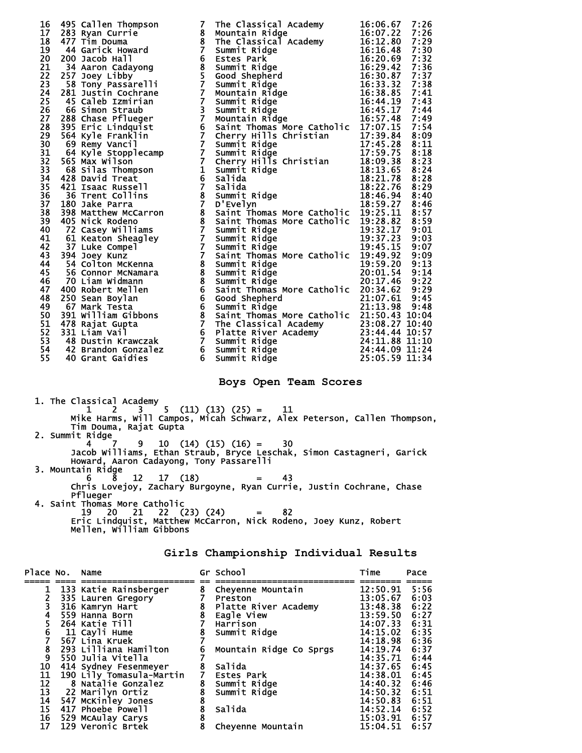| | | | | | | |
|---|---|---|---|---|---|---|
| 16 | 495 | Callen Thompson | 7 | The Classical Academy | 16:06.67 | 7:26 |
| 17 | 283 | Ryan Currie | 8 | Mountain Ridge | 16:07.22 | 7:26 |
| 18 | 477 | Tim Douma | 8 | The Classical Academy | 16:12.80 | 7:29 |
| 19 | 44 | Garick Howard | 7 | Summit Ridge | 16:16.48 | 7:30 |
| 20 | 200 | Jacob Hall | 6 | Estes Park | 16:20.69 | 7:32 |
| 21 | 34 | Aaron Cadayong | 8 | Summit Ridge | 16:29.42 | 7:36 |
| 22 | 257 | Joey Libby | 5 | Good Shepherd | 16:30.87 | 7:37 |
| 23 | 58 | Tony Passarelli | 7 | Summit Ridge | 16:33.32 | 7:38 |
| 24 | 281 | Justin Cochrane | 7 | Mountain Ridge | 16:38.85 | 7:41 |
| 25 | 45 | Caleb Izmirian | 7 | Summit Ridge | 16:44.19 | 7:43 |
| 26 | 66 | Simon Straub | 3 | Summit Ridge | 16:45.17 | 7:44 |
| 27 | 288 | Chase Pflueger | 7 | Mountain Ridge | 16:57.48 | 7:49 |
| 28 | 395 | Eric Lindquist | 6 | Saint Thomas More Catholic | 17:07.15 | 7:54 |
| 29 | 564 | Kyle Franklin | 7 | Cherry Hills Christian | 17:39.84 | 8:09 |
| 30 | 69 | Remy Vancil | 7 | Summit Ridge | 17:45.28 | 8:11 |
| 31 | 64 | Kyle Stopplecamp | 7 | Summit Ridge | 17:59.75 | 8:18 |
| 32 | 565 | Max Wilson | 7 | Cherry Hills Christian | 18:09.38 | 8:23 |
| 33 | 68 | Silas Thompson | 1 | Summit Ridge | 18:13.65 | 8:24 |
| 34 | 428 | David Treat | 6 | Salida | 18:21.78 | 8:28 |
| 35 | 421 | Isaac Russell | 7 | Salida | 18:22.76 | 8:29 |
| 36 | 36 | Trent Collins | 8 | Summit Ridge | 18:46.94 | 8:40 |
| 37 | 180 | Jake Parra | 7 | D'Evelyn | 18:59.27 | 8:46 |
| 38 | 398 | Matthew McCarron | 8 | Saint Thomas More Catholic | 19:25.11 | 8:57 |
| 39 | 405 | Nick Rodeno | 8 | Saint Thomas More Catholic | 19:28.82 | 8:59 |
| 40 | 72 | Casey Williams | 7 | Summit Ridge | 19:32.17 | 9:01 |
| 41 | 61 | Keaton Sheagley | 7 | Summit Ridge | 19:37.23 | 9:03 |
| 42 | 37 | Luke Compel | 7 | Summit Ridge | 19:45.15 | 9:07 |
| 43 | 394 | Joey Kunz | 7 | Saint Thomas More Catholic | 19:49.92 | 9:09 |
| 44 | 54 | Colton McKenna | 8 | Summit Ridge | 19:59.20 | 9:13 |
| 45 | 56 | Connor McNamara | 8 | Summit Ridge | 20:01.54 | 9:14 |
| 46 | 70 | Liam Widmann | 8 | Summit Ridge | 20:17.46 | 9:22 |
| 47 | 400 | Robert Mellen | 6 | Saint Thomas More Catholic | 20:34.62 | 9:29 |
| 48 | 250 | Sean Boylan | 6 | Good Shepherd | 21:07.61 | 9:45 |
| 49 | 67 | Mark Testa | 6 | Summit Ridge | 21:13.98 | 9:48 |
| 50 | 391 | William Gibbons | 8 | Saint Thomas More Catholic | 21:50.43 | 10:04 |
| 51 | 478 | Rajat Gupta | 7 | The Classical Academy | 23:08.27 | 10:40 |
| 52 | 331 | Liam Vail | 6 | Platte River Academy | 23:44.44 | 10:57 |
| 53 | 48 | Dustin Krawczak | 7 | Summit Ridge | 24:11.88 | 11:10 |
| 54 | 42 | Brandon Gonzalez | 6 | Summit Ridge | 24:44.09 | 11:24 |
| 55 | 40 | Grant Gaidies | 6 | Summit Ridge | 25:05.59 | 11:34 |

## Boys Open Team Scores

1. The Classical Academy
   1 2 3 5 (11) (13) (25) = 11
   Mike Harms, Will Campos, Micah Schwarz, Alex Peterson, Callen Thompson, Tim Douma, Rajat Gupta
2. Summit Ridge
   4 7 9 10 (14) (15) (16) = 30
   Jacob Williams, Ethan Straub, Bryce Leschak, Simon Castagneri, Garick Howard, Aaron Cadayong, Tony Passarelli
3. Mountain Ridge
   6 8 12 17 (18) = 43
   Chris Lovejoy, Zachary Burgoyne, Ryan Currie, Justin Cochrane, Chase Pflueger
4. Saint Thomas More Catholic
   19 20 21 22 (23) (24) = 82
   Eric Lindquist, Matthew McCarron, Nick Rodeno, Joey Kunz, Robert Mellen, William Gibbons

## Girls Championship Individual Results

| Place | No. | Name | Gr | School | Time | Pace |
|---|---|---|---|---|---|---|
| 1 | 133 | Katie Rainsberger | 8 | Cheyenne Mountain | 12:50.91 | 5:56 |
| 2 | 335 | Lauren Gregory | 7 | Preston | 13:05.67 | 6:03 |
| 3 | 316 | Kamryn Hart | 8 | Platte River Academy | 13:48.38 | 6:22 |
| 4 | 559 | Hanna Born | 8 | Eagle View | 13:59.50 | 6:27 |
| 5 | 264 | Katie Till | 7 | Harrison | 14:07.33 | 6:31 |
| 6 | 11 | Cayli Hume | 8 | Summit Ridge | 14:15.02 | 6:35 |
| 7 | 567 | Lina Kruek | 7 | | 14:18.98 | 6:36 |
| 8 | 293 | Lilliana Hamilton | 6 | Mountain Ridge Co Sprgs | 14:19.74 | 6:37 |
| 9 | 550 | Julia Vitella | 7 | | 14:35.71 | 6:44 |
| 10 | 414 | Sydney Fesenmeyer | 8 | Salida | 14:37.65 | 6:45 |
| 11 | 190 | Lily Tomasula-Martin | 7 | Estes Park | 14:38.01 | 6:45 |
| 12 | 8 | Natalie Gonzalez | 8 | Summit Ridge | 14:40.32 | 6:46 |
| 13 | 22 | Marilyn Ortiz | 8 | Summit Ridge | 14:50.32 | 6:51 |
| 14 | 547 | McKinley Jones | 8 | | 14:50.83 | 6:51 |
| 15 | 417 | Phoebe Powell | 8 | Salida | 14:52.14 | 6:52 |
| 16 | 529 | McAulay Carys | 8 | | 15:03.91 | 6:57 |
| 17 | 129 | Veronic Brtek | 8 | Cheyenne Mountain | 15:04.51 | 6:57 |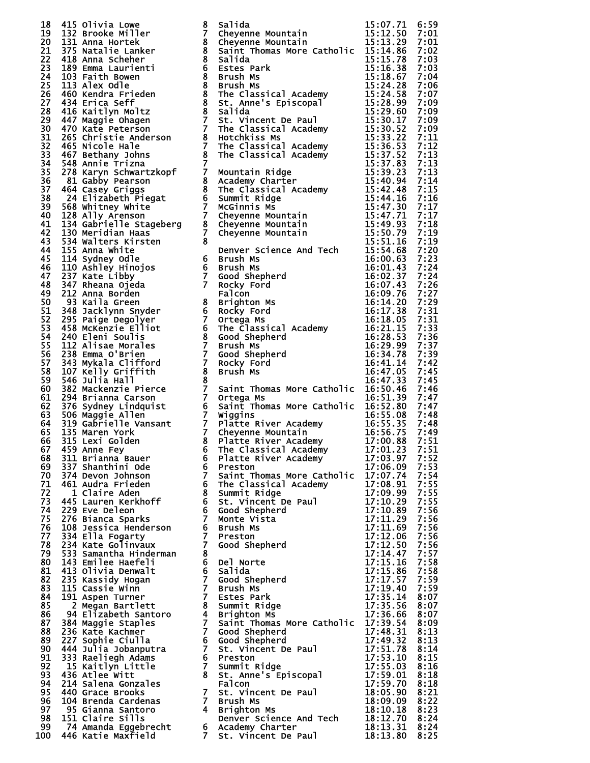| | | | | | | |
|---|---|---|---|---|---|---|
| 18 | 415 | Olivia Lowe | 8 | Salida | 15:07.71 | 6:59 |
| 19 | 132 | Brooke Miller | 7 | Cheyenne Mountain | 15:12.50 | 7:01 |
| 20 | 131 | Anna Hortek | 8 | Cheyenne Mountain | 15:13.29 | 7:01 |
| 21 | 375 | Natalie Lanker | 8 | Saint Thomas More Catholic | 15:14.86 | 7:02 |
| 22 | 418 | Anna Scheher | 8 | Salida | 15:15.78 | 7:03 |
| 23 | 189 | Emma Laurienti | 6 | Estes Park | 15:16.38 | 7:03 |
| 24 | 103 | Faith Bowen | 8 | Brush Ms | 15:18.67 | 7:04 |
| 25 | 113 | Alex Odle | 8 | Brush Ms | 15:24.28 | 7:06 |
| 26 | 460 | Kendra Frieden | 8 | The Classical Academy | 15:24.58 | 7:07 |
| 27 | 434 | Erica Seff | 8 | St. Anne's Episcopal | 15:28.99 | 7:09 |
| 28 | 416 | Kaitlyn Moltz | 8 | Salida | 15:29.60 | 7:09 |
| 29 | 447 | Maggie Ohagen | 7 | St. Vincent De Paul | 15:30.17 | 7:09 |
| 30 | 470 | Kate Peterson | 7 | The Classical Academy | 15:30.52 | 7:09 |
| 31 | 265 | Christie Anderson | 8 | Hotchkiss Ms | 15:33.22 | 7:11 |
| 32 | 465 | Nicole Hale | 7 | The Classical Academy | 15:36.53 | 7:12 |
| 33 | 467 | Bethany Johns | 8 | The Classical Academy | 15:37.52 | 7:13 |
| 34 | 548 | Annie Trizna | 7 | | 15:37.83 | 7:13 |
| 35 | 278 | Karyn Schwartzkopf | 7 | Mountain Ridge | 15:39.23 | 7:13 |
| 36 | 81 | Gabby Pearson | 8 | Academy Charter | 15:40.94 | 7:14 |
| 37 | 464 | Casey Griggs | 8 | The Classical Academy | 15:42.48 | 7:15 |
| 38 | 24 | Elizabeth Piegat | 6 | Summit Ridge | 15:44.16 | 7:16 |
| 39 | 568 | Whitney White | 7 | McGinnis Ms | 15:47.30 | 7:17 |
| 40 | 128 | Ally Arenson | 7 | Cheyenne Mountain | 15:47.71 | 7:17 |
| 41 | 134 | Gabrielle Stageberg | 8 | Cheyenne Mountain | 15:49.93 | 7:18 |
| 42 | 130 | Meridian Haas | 7 | Cheyenne Mountain | 15:50.79 | 7:19 |
| 43 | 534 | Walters Kirsten | 8 | | 15:51.16 | 7:19 |
| 44 | 155 | Anna White | | Denver Science And Tech | 15:54.68 | 7:20 |
| 45 | 114 | Sydney Odle | 6 | Brush Ms | 16:00.63 | 7:23 |
| 46 | 110 | Ashley Hinojos | 6 | Brush Ms | 16:01.43 | 7:24 |
| 47 | 237 | Kate Libby | 7 | Good Shepherd | 16:02.37 | 7:24 |
| 48 | 347 | Rheana Ojeda | 7 | Rocky Ford | 16:07.43 | 7:26 |
| 49 | 212 | Anna Borden | | Falcon | 16:09.76 | 7:27 |
| 50 | 93 | Kaila Green | 8 | Brighton Ms | 16:14.20 | 7:29 |
| 51 | 348 | Jacklynn Snyder | 6 | Rocky Ford | 16:17.38 | 7:31 |
| 52 | 295 | Paige Degolyer | 7 | Ortega Ms | 16:18.05 | 7:31 |
| 53 | 458 | McKenzie Elliot | 6 | The Classical Academy | 16:21.15 | 7:33 |
| 54 | 240 | Eleni Soulis | 8 | Good Shepherd | 16:28.53 | 7:36 |
| 55 | 112 | Alisae Morales | 7 | Brush Ms | 16:29.99 | 7:37 |
| 56 | 238 | Emma O'Brien | 7 | Good Shepherd | 16:34.78 | 7:39 |
| 57 | 343 | Mykala Clifford | 7 | Rocky Ford | 16:41.14 | 7:42 |
| 58 | 107 | Kelly Griffith | 8 | Brush Ms | 16:47.05 | 7:45 |
| 59 | 546 | Julia Hall | 8 | | 16:47.33 | 7:45 |
| 60 | 382 | Mackenzie Pierce | 7 | Saint Thomas More Catholic | 16:50.46 | 7:46 |
| 61 | 294 | Brianna Carson | 7 | Ortega Ms | 16:51.39 | 7:47 |
| 62 | 376 | Sydney Lindquist | 6 | Saint Thomas More Catholic | 16:52.80 | 7:47 |
| 63 | 506 | Maggie Allen | 7 | Wiggins | 16:55.08 | 7:48 |
| 64 | 319 | Gabrielle Vansant | 7 | Platte River Academy | 16:55.35 | 7:48 |
| 65 | 135 | Maren York | 7 | Cheyenne Mountain | 16:56.75 | 7:49 |
| 66 | 315 | Lexi Golden | 8 | Platte River Academy | 17:00.88 | 7:51 |
| 67 | 459 | Anne Fey | 6 | The Classical Academy | 17:01.23 | 7:51 |
| 68 | 311 | Brianna Bauer | 6 | Platte River Academy | 17:03.97 | 7:52 |
| 69 | 337 | Shanthini Ode | 6 | Preston | 17:06.09 | 7:53 |
| 70 | 374 | Devon Johnson | 7 | Saint Thomas More Catholic | 17:07.74 | 7:54 |
| 71 | 461 | Audra Frieden | 6 | The Classical Academy | 17:08.91 | 7:55 |
| 72 | 1 | Claire Aden | 8 | Summit Ridge | 17:09.99 | 7:55 |
| 73 | 445 | Lauren Kerkhoff | 6 | St. Vincent De Paul | 17:10.29 | 7:55 |
| 74 | 229 | Eve Deleon | 6 | Good Shepherd | 17:10.89 | 7:56 |
| 75 | 276 | Bianca Sparks | 7 | Monte Vista | 17:11.29 | 7:56 |
| 76 | 108 | Jessica Henderson | 6 | Brush Ms | 17:11.69 | 7:56 |
| 77 | 334 | Ella Fogarty | 7 | Preston | 17:12.06 | 7:56 |
| 78 | 234 | Kate Golinvaux | 7 | Good Shepherd | 17:12.50 | 7:56 |
| 79 | 533 | Samantha Hinderman | 8 | | 17:14.47 | 7:57 |
| 80 | 143 | Emilee Haefeli | 6 | Del Norte | 17:15.16 | 7:58 |
| 81 | 413 | Olivia Denwalt | 6 | Salida | 17:15.86 | 7:58 |
| 82 | 235 | Kassidy Hogan | 7 | Good Shepherd | 17:17.57 | 7:59 |
| 83 | 115 | Cassie Winn | 7 | Brush Ms | 17:19.40 | 7:59 |
| 84 | 191 | Aspen Turner | 7 | Estes Park | 17:35.14 | 8:07 |
| 85 | 2 | Megan Bartlett | 8 | Summit Ridge | 17:35.56 | 8:07 |
| 86 | 94 | Elizabeth Santoro | 4 | Brighton Ms | 17:36.66 | 8:07 |
| 87 | 384 | Maggie Staples | 7 | Saint Thomas More Catholic | 17:39.54 | 8:09 |
| 88 | 236 | Kate Kachmer | 7 | Good Shepherd | 17:48.31 | 8:13 |
| 89 | 227 | Sophie Ciulla | 6 | Good Shepherd | 17:49.32 | 8:13 |
| 90 | 444 | Julia Jobanputra | 7 | St. Vincent De Paul | 17:51.78 | 8:14 |
| 91 | 333 | Raeliegh Adams | 6 | Preston | 17:53.10 | 8:15 |
| 92 | 15 | Kaitlyn Little | 7 | Summit Ridge | 17:55.03 | 8:16 |
| 93 | 436 | Atlee Witt | 8 | St. Anne's Episcopal | 17:59.01 | 8:18 |
| 94 | 214 | Salena Gonzales | | Falcon | 17:59.70 | 8:18 |
| 95 | 440 | Grace Brooks | 7 | St. Vincent De Paul | 18:05.90 | 8:21 |
| 96 | 104 | Brenda Cardenas | 7 | Brush Ms | 18:09.09 | 8:22 |
| 97 | 95 | Gianna Santoro | 4 | Brighton Ms | 18:10.18 | 8:23 |
| 98 | 151 | Claire Sills | | Denver Science And Tech | 18:12.70 | 8:24 |
| 99 | 74 | Amanda Eggebrecht | 6 | Academy Charter | 18:13.31 | 8:24 |
| 100 | 446 | Katie Maxfield | 7 | St. Vincent De Paul | 18:13.80 | 8:25 |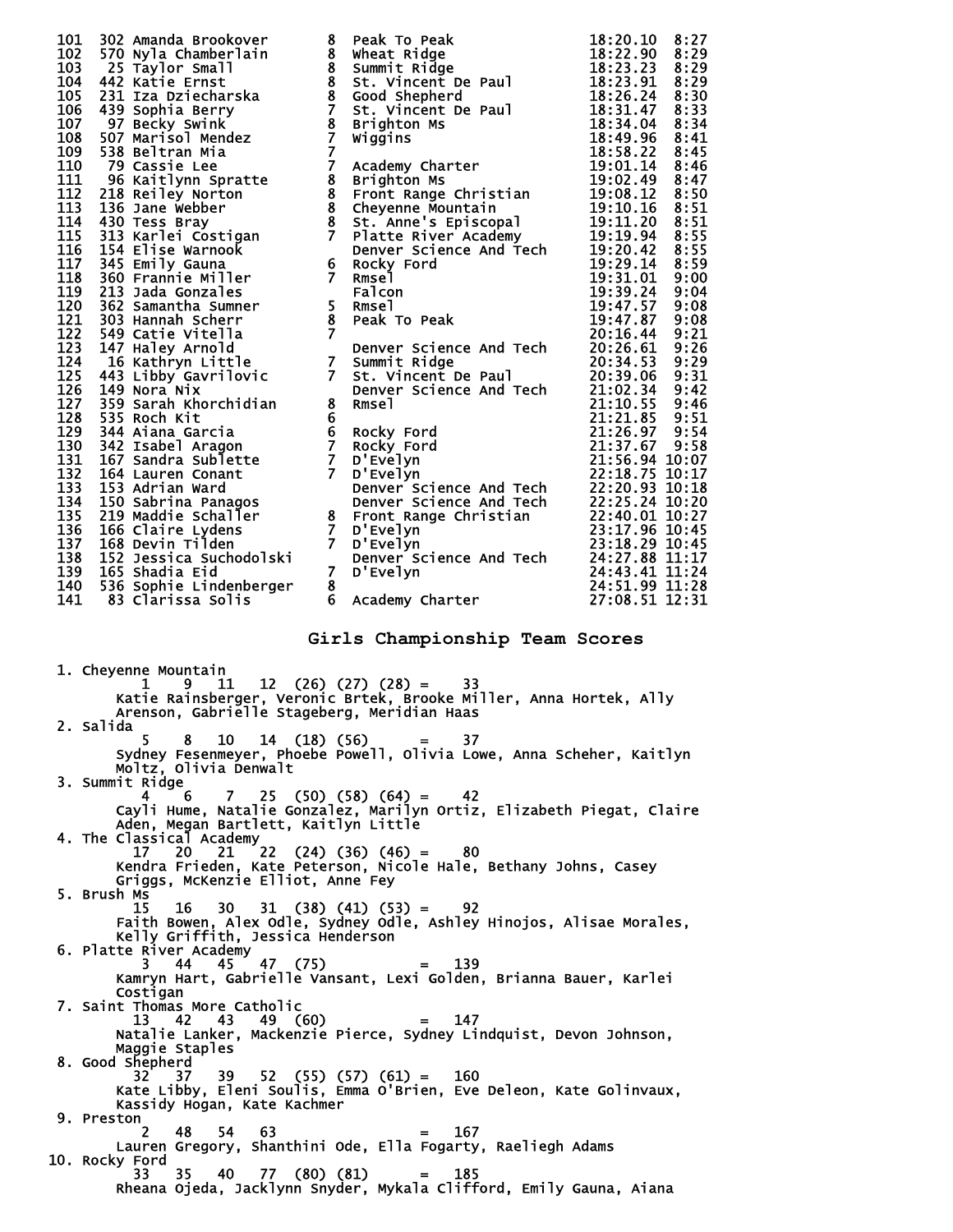| | | | | | | |
|---|---|---|---|---|---|---|
| 101 | 302 | Amanda Brookover | 8 | Peak To Peak | 18:20.10 | 8:27 |
| 102 | 570 | Nyla Chamberlain | 8 | Wheat Ridge | 18:22.90 | 8:29 |
| 103 | 25 | Taylor Small | 8 | Summit Ridge | 18:23.23 | 8:29 |
| 104 | 442 | Katie Ernst | 8 | St. Vincent De Paul | 18:23.91 | 8:29 |
| 105 | 231 | Iza Dziecharska | 8 | Good Shepherd | 18:26.24 | 8:30 |
| 106 | 439 | Sophia Berry | 7 | St. Vincent De Paul | 18:31.47 | 8:33 |
| 107 | 97 | Becky Swink | 8 | Brighton Ms | 18:34.04 | 8:34 |
| 108 | 507 | Marisol Mendez | 7 | Wiggins | 18:49.96 | 8:41 |
| 109 | 538 | Beltran Mia | 7 | | 18:58.22 | 8:45 |
| 110 | 79 | Cassie Lee | 7 | Academy Charter | 19:01.14 | 8:46 |
| 111 | 96 | Kaitlynn Spratte | 8 | Brighton Ms | 19:02.49 | 8:47 |
| 112 | 218 | Reiley Norton | 8 | Front Range Christian | 19:08.12 | 8:50 |
| 113 | 136 | Jane Webber | 8 | Cheyenne Mountain | 19:10.16 | 8:51 |
| 114 | 430 | Tess Bray | 8 | St. Anne's Episcopal | 19:11.20 | 8:51 |
| 115 | 313 | Karlei Costigan | 7 | Platte River Academy | 19:19.94 | 8:55 |
| 116 | 154 | Elise Warnook | | Denver Science And Tech | 19:20.42 | 8:55 |
| 117 | 345 | Emily Gauna | 6 | Rocky Ford | 19:29.14 | 8:59 |
| 118 | 360 | Frannie Miller | 7 | Rmsel | 19:31.01 | 9:00 |
| 119 | 213 | Jada Gonzales | | Falcon | 19:39.24 | 9:04 |
| 120 | 362 | Samantha Sumner | 5 | Rmsel | 19:47.57 | 9:08 |
| 121 | 303 | Hannah Scherr | 8 | Peak To Peak | 19:47.87 | 9:08 |
| 122 | 549 | Catie Vitella | 7 | | 20:16.44 | 9:21 |
| 123 | 147 | Haley Arnold | | Denver Science And Tech | 20:26.61 | 9:26 |
| 124 | 16 | Kathryn Little | 7 | Summit Ridge | 20:34.53 | 9:29 |
| 125 | 443 | Libby Gavrilovic | 7 | St. Vincent De Paul | 20:39.06 | 9:31 |
| 126 | 149 | Nora Nix | | Denver Science And Tech | 21:02.34 | 9:42 |
| 127 | 359 | Sarah Khorchidian | 8 | Rmsel | 21:10.55 | 9:46 |
| 128 | 535 | Roch Kit | 6 | | 21:21.85 | 9:51 |
| 129 | 344 | Aiana Garcia | 6 | Rocky Ford | 21:26.97 | 9:54 |
| 130 | 342 | Isabel Aragon | 7 | Rocky Ford | 21:37.67 | 9:58 |
| 131 | 167 | Sandra Sublette | 7 | D'Evelyn | 21:56.94 | 10:07 |
| 132 | 164 | Lauren Conant | 7 | D'Evelyn | 22:18.75 | 10:17 |
| 133 | 153 | Adrian Ward | | Denver Science And Tech | 22:20.93 | 10:18 |
| 134 | 150 | Sabrina Panagos | | Denver Science And Tech | 22:25.24 | 10:20 |
| 135 | 219 | Maddie Schaller | 8 | Front Range Christian | 22:40.01 | 10:27 |
| 136 | 166 | Claire Lydens | 7 | D'Evelyn | 23:17.96 | 10:45 |
| 137 | 168 | Devin Tilden | 7 | D'Evelyn | 23:18.29 | 10:45 |
| 138 | 152 | Jessica Suchodolski | | Denver Science And Tech | 24:27.88 | 11:17 |
| 139 | 165 | Shadia Eid | 7 | D'Evelyn | 24:43.41 | 11:24 |
| 140 | 536 | Sophie Lindenberger | 8 | | 24:51.99 | 11:28 |
| 141 | 83 | Clarissa Solis | 6 | Academy Charter | 27:08.51 | 12:31 |

## Girls Championship Team Scores

1. Cheyenne Mountain
   1 9 11 12 (26) (27) (28) = 33
   Katie Rainsberger, Veronic Brtek, Brooke Miller, Anna Hortek, Ally Arenson, Gabrielle Stageberg, Meridian Haas
2. Salida
   5 8 10 14 (18) (56) = 37
   Sydney Fesenmeyer, Phoebe Powell, Olivia Lowe, Anna Scheher, Kaitlyn Moltz, Olivia Denwalt
3. Summit Ridge
   4 6 7 25 (50) (58) (64) = 42
   Cayli Hume, Natalie Gonzalez, Marilyn Ortiz, Elizabeth Piegat, Claire Aden, Megan Bartlett, Kaitlyn Little
4. The Classical Academy
   17 20 21 22 (24) (36) (46) = 80
   Kendra Frieden, Kate Peterson, Nicole Hale, Bethany Johns, Casey Griggs, McKenzie Elliot, Anne Fey
5. Brush Ms
   15 16 30 31 (38) (41) (53) = 92
   Faith Bowen, Alex Odle, Sydney Odle, Ashley Hinojos, Alisae Morales, Kelly Griffith, Jessica Henderson
6. Platte River Academy
   3 44 45 47 (75) = 139
   Kamryn Hart, Gabrielle Vansant, Lexi Golden, Brianna Bauer, Karlei Costigan
7. Saint Thomas More Catholic
   13 42 43 49 (60) = 147
   Natalie Lanker, Mackenzie Pierce, Sydney Lindquist, Devon Johnson, Maggie Staples
8. Good Shepherd
   32 37 39 52 (55) (57) (61) = 160
   Kate Libby, Eleni Soulis, Emma O'Brien, Eve Deleon, Kate Golinvaux, Kassidy Hogan, Kate Kachmer
9. Preston
   2 48 54 63 = 167
   Lauren Gregory, Shanthini Ode, Ella Fogarty, Raeliegh Adams
10. Rocky Ford
    33 35 40 77 (80) (81) = 185
    Rheana Ojeda, Jacklynn Snyder, Mykala Clifford, Emily Gauna, Aiana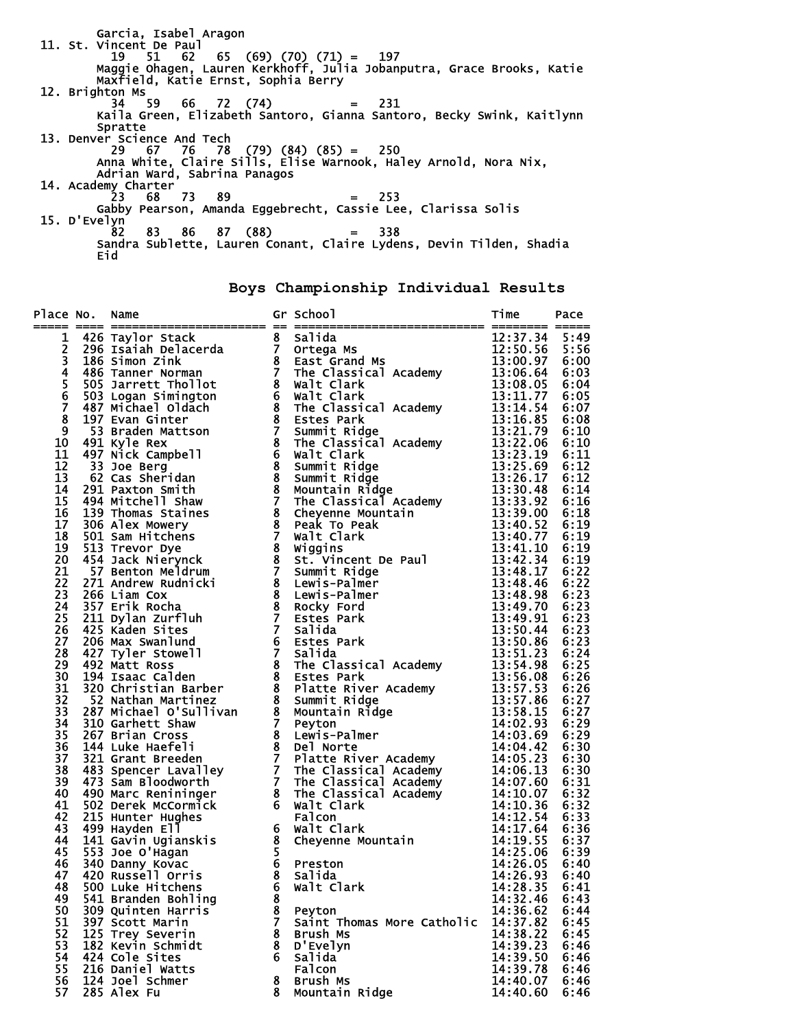Garcia, Isabel Aragon

11. St. Vincent De Paul
    19 51 62 65 (69) (70) (71) = 197
    Maggie Ohagen, Lauren Kerkhoff, Julia Jobanputra, Grace Brooks, Katie Maxfield, Katie Ernst, Sophia Berry

12. Brighton Ms
    34 59 66 72 (74) = 231
    Kaila Green, Elizabeth Santoro, Gianna Santoro, Becky Swink, Kaitlynn Spratte

13. Denver Science And Tech
    29 67 76 78 (79) (84) (85) = 250
    Anna White, Claire Sills, Elise Warnook, Haley Arnold, Nora Nix, Adrian Ward, Sabrina Panagos

14. Academy Charter
    23 68 73 89 = 253
    Gabby Pearson, Amanda Eggebrecht, Cassie Lee, Clarissa Solis

15. D'Evelyn
    82 83 86 87 (88) = 338
    Sandra Sublette, Lauren Conant, Claire Lydens, Devin Tilden, Shadia Eid

## Boys Championship Individual Results

| Place | No. | Name | Gr | School | Time | Pace |
|---|---|---|---|---|---|---|
| 1 | 426 | Taylor Stack | 8 | Salida | 12:37.34 | 5:49 |
| 2 | 296 | Isaiah Delacerda | 7 | Ortega Ms | 12:50.56 | 5:56 |
| 3 | 186 | Simon Zink | 8 | East Grand Ms | 13:00.97 | 6:00 |
| 4 | 486 | Tanner Norman | 7 | The Classical Academy | 13:06.64 | 6:03 |
| 5 | 505 | Jarrett Thollot | 8 | Walt Clark | 13:08.05 | 6:04 |
| 6 | 503 | Logan Simington | 6 | Walt Clark | 13:11.77 | 6:05 |
| 7 | 487 | Michael Oldach | 8 | The Classical Academy | 13:14.54 | 6:07 |
| 8 | 197 | Evan Ginter | 8 | Estes Park | 13:16.85 | 6:08 |
| 9 | 53 | Braden Mattson | 7 | Summit Ridge | 13:21.79 | 6:10 |
| 10 | 491 | Kyle Rex | 8 | The Classical Academy | 13:22.06 | 6:10 |
| 11 | 497 | Nick Campbell | 6 | Walt Clark | 13:23.19 | 6:11 |
| 12 | 33 | Joe Berg | 8 | Summit Ridge | 13:25.69 | 6:12 |
| 13 | 62 | Cas Sheridan | 8 | Summit Ridge | 13:26.17 | 6:12 |
| 14 | 291 | Paxton Smith | 8 | Mountain Ridge | 13:30.48 | 6:14 |
| 15 | 494 | Mitchell Shaw | 7 | The Classical Academy | 13:33.92 | 6:16 |
| 16 | 139 | Thomas Staines | 8 | Cheyenne Mountain | 13:39.00 | 6:18 |
| 17 | 306 | Alex Mowery | 8 | Peak To Peak | 13:40.52 | 6:19 |
| 18 | 501 | Sam Hitchens | 7 | Walt Clark | 13:40.77 | 6:19 |
| 19 | 513 | Trevor Dye | 8 | Wiggins | 13:41.10 | 6:19 |
| 20 | 454 | Jack Nierynck | 8 | St. Vincent De Paul | 13:42.34 | 6:19 |
| 21 | 57 | Benton Meldrum | 7 | Summit Ridge | 13:48.17 | 6:22 |
| 22 | 271 | Andrew Rudnicki | 8 | Lewis-Palmer | 13:48.46 | 6:22 |
| 23 | 266 | Liam Cox | 8 | Lewis-Palmer | 13:48.98 | 6:23 |
| 24 | 357 | Erik Rocha | 8 | Rocky Ford | 13:49.70 | 6:23 |
| 25 | 211 | Dylan Zurfluh | 7 | Estes Park | 13:49.91 | 6:23 |
| 26 | 425 | Kaden Sites | 7 | Salida | 13:50.44 | 6:23 |
| 27 | 206 | Max Swanlund | 6 | Estes Park | 13:50.86 | 6:23 |
| 28 | 427 | Tyler Stowell | 7 | Salida | 13:51.23 | 6:24 |
| 29 | 492 | Matt Ross | 8 | The Classical Academy | 13:54.98 | 6:25 |
| 30 | 194 | Isaac Calden | 8 | Estes Park | 13:56.08 | 6:26 |
| 31 | 320 | Christian Barber | 8 | Platte River Academy | 13:57.53 | 6:26 |
| 32 | 52 | Nathan Martinez | 8 | Summit Ridge | 13:57.86 | 6:27 |
| 33 | 287 | Michael O'Sullivan | 8 | Mountain Ridge | 13:58.15 | 6:27 |
| 34 | 310 | Garhett Shaw | 7 | Peyton | 14:02.93 | 6:29 |
| 35 | 267 | Brian Cross | 8 | Lewis-Palmer | 14:03.69 | 6:29 |
| 36 | 144 | Luke Haefeli | 8 | Del Norte | 14:04.42 | 6:30 |
| 37 | 321 | Grant Breeden | 7 | Platte River Academy | 14:05.23 | 6:30 |
| 38 | 483 | Spencer Lavalley | 7 | The Classical Academy | 14:06.13 | 6:30 |
| 39 | 473 | Sam Bloodworth | 7 | The Classical Academy | 14:07.60 | 6:31 |
| 40 | 490 | Marc Reninger | 8 | The Classical Academy | 14:10.07 | 6:32 |
| 41 | 502 | Derek McCormick | 6 | Walt Clark | 14:10.36 | 6:32 |
| 42 | 215 | Hunter Hughes | | Falcon | 14:12.54 | 6:33 |
| 43 | 499 | Hayden Ell | 6 | Walt Clark | 14:17.64 | 6:36 |
| 44 | 141 | Gavin Ugianskis | 8 | Cheyenne Mountain | 14:19.55 | 6:37 |
| 45 | 553 | Joe O'Hagan | 5 | | 14:25.06 | 6:39 |
| 46 | 340 | Danny Kovac | 6 | Preston | 14:26.05 | 6:40 |
| 47 | 420 | Russell Orris | 8 | Salida | 14:26.93 | 6:40 |
| 48 | 500 | Luke Hitchens | 6 | Walt Clark | 14:28.35 | 6:41 |
| 49 | 541 | Branden Bohling | 8 | | 14:32.46 | 6:43 |
| 50 | 309 | Quinten Harris | 8 | Peyton | 14:36.62 | 6:44 |
| 51 | 397 | Scott Marin | 7 | Saint Thomas More Catholic | 14:37.82 | 6:45 |
| 52 | 125 | Trey Severin | 8 | Brush Ms | 14:38.22 | 6:45 |
| 53 | 182 | Kevin Schmidt | 8 | D'Evelyn | 14:39.23 | 6:46 |
| 54 | 424 | Cole Sites | 6 | Salida | 14:39.50 | 6:46 |
| 55 | 216 | Daniel Watts | | Falcon | 14:39.78 | 6:46 |
| 56 | 124 | Joel Schmer | 8 | Brush Ms | 14:40.07 | 6:46 |
| 57 | 285 | Alex Fu | 8 | Mountain Ridge | 14:40.60 | 6:46 |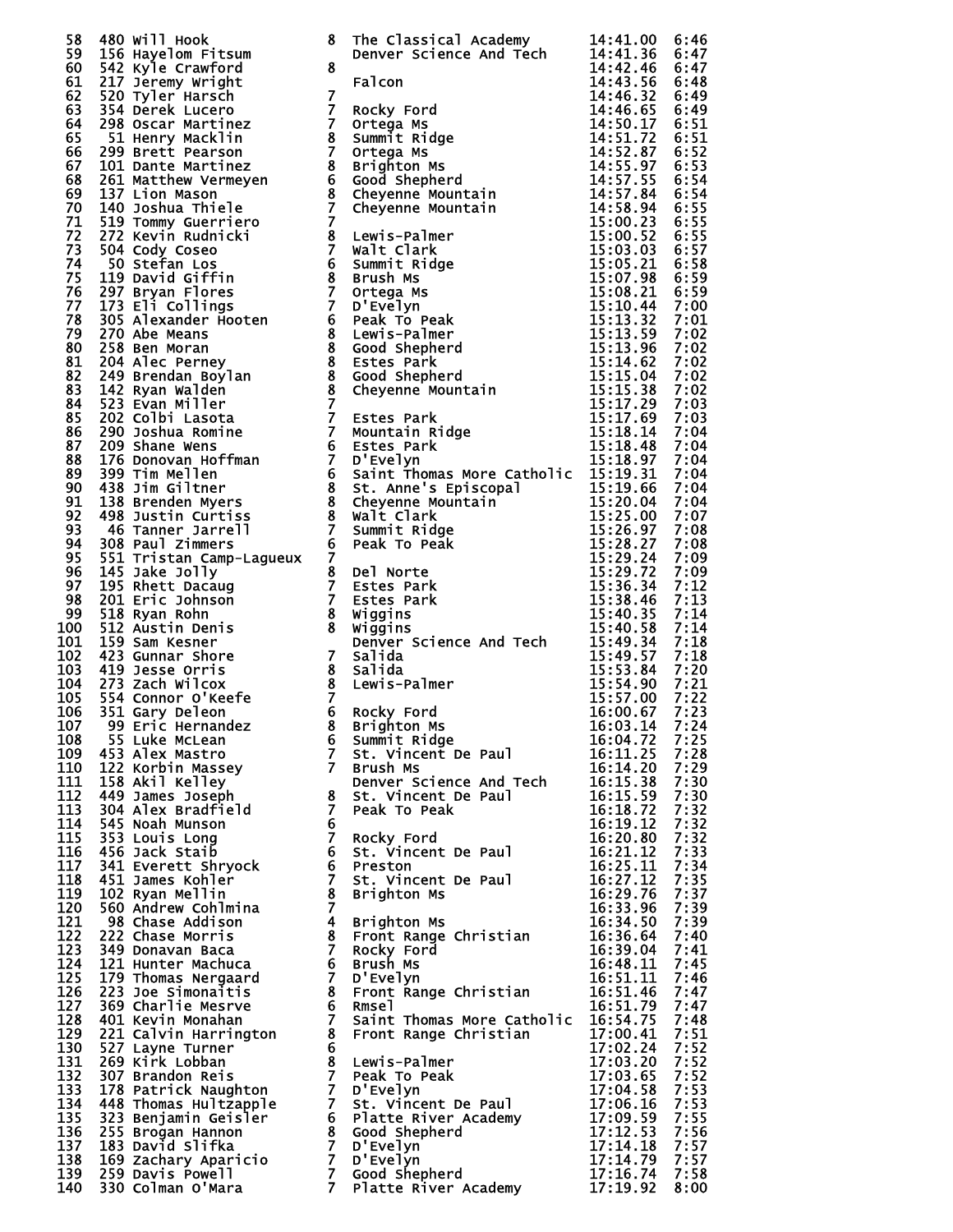| Place | No. | Name | Grade | School | Time | Pace |
|---|---|---|---|---|---|---|
| 58 | 480 | Will Hook | 8 | The Classical Academy | 14:41.00 | 6:46 |
| 59 | 156 | Hayelom Fitsum | | Denver Science And Tech | 14:41.36 | 6:47 |
| 60 | 542 | Kyle Crawford | 8 | | 14:42.46 | 6:47 |
| 61 | 217 | Jeremy Wright | | Falcon | 14:43.56 | 6:48 |
| 62 | 520 | Tyler Harsch | 7 | | 14:46.32 | 6:49 |
| 63 | 354 | Derek Lucero | 7 | Rocky Ford | 14:46.65 | 6:49 |
| 64 | 298 | Oscar Martinez | 7 | Ortega Ms | 14:50.17 | 6:51 |
| 65 | 51 | Henry Macklin | 8 | Summit Ridge | 14:51.72 | 6:51 |
| 66 | 299 | Brett Pearson | 7 | Ortega Ms | 14:52.87 | 6:52 |
| 67 | 101 | Dante Martinez | 8 | Brighton Ms | 14:55.97 | 6:53 |
| 68 | 261 | Matthew Vermeyen | 6 | Good Shepherd | 14:57.55 | 6:54 |
| 69 | 137 | Lion Mason | 8 | Cheyenne Mountain | 14:57.84 | 6:54 |
| 70 | 140 | Joshua Thiele | 7 | Cheyenne Mountain | 14:58.94 | 6:55 |
| 71 | 519 | Tommy Guerriero | 7 | | 15:00.23 | 6:55 |
| 72 | 272 | Kevin Rudnicki | 8 | Lewis-Palmer | 15:00.52 | 6:55 |
| 73 | 504 | Cody Coseo | 7 | Walt Clark | 15:03.03 | 6:57 |
| 74 | 50 | Stefan Los | 6 | Summit Ridge | 15:05.21 | 6:58 |
| 75 | 119 | David Giffin | 8 | Brush Ms | 15:07.98 | 6:59 |
| 76 | 297 | Bryan Flores | 7 | Ortega Ms | 15:08.21 | 6:59 |
| 77 | 173 | Eli Collings | 7 | D'Evelyn | 15:10.44 | 7:00 |
| 78 | 305 | Alexander Hooten | 6 | Peak To Peak | 15:13.32 | 7:01 |
| 79 | 270 | Abe Means | 8 | Lewis-Palmer | 15:13.59 | 7:02 |
| 80 | 258 | Ben Moran | 8 | Good Shepherd | 15:13.96 | 7:02 |
| 81 | 204 | Alec Perney | 8 | Estes Park | 15:14.62 | 7:02 |
| 82 | 249 | Brendan Boylan | 8 | Good Shepherd | 15:15.04 | 7:02 |
| 83 | 142 | Ryan Walden | 8 | Cheyenne Mountain | 15:15.38 | 7:02 |
| 84 | 523 | Evan Miller | 7 | | 15:17.29 | 7:03 |
| 85 | 202 | Colbi Lasota | 7 | Estes Park | 15:17.69 | 7:03 |
| 86 | 290 | Joshua Romine | 7 | Mountain Ridge | 15:18.14 | 7:04 |
| 87 | 209 | Shane Wens | 6 | Estes Park | 15:18.48 | 7:04 |
| 88 | 176 | Donovan Hoffman | 7 | D'Evelyn | 15:18.97 | 7:04 |
| 89 | 399 | Tim Mellen | 6 | Saint Thomas More Catholic | 15:19.31 | 7:04 |
| 90 | 438 | Jim Giltner | 8 | St. Anne's Episcopal | 15:19.66 | 7:04 |
| 91 | 138 | Brenden Myers | 8 | Cheyenne Mountain | 15:20.04 | 7:04 |
| 92 | 498 | Justin Curtiss | 8 | Walt Clark | 15:25.00 | 7:07 |
| 93 | 46 | Tanner Jarrell | 7 | Summit Ridge | 15:26.97 | 7:08 |
| 94 | 308 | Paul Zimmers | 6 | Peak To Peak | 15:28.27 | 7:08 |
| 95 | 551 | Tristan Camp-Lagueux | 7 | | 15:29.24 | 7:09 |
| 96 | 145 | Jake Jolly | 8 | Del Norte | 15:29.72 | 7:09 |
| 97 | 195 | Rhett Dacaug | 7 | Estes Park | 15:36.34 | 7:12 |
| 98 | 201 | Eric Johnson | 7 | Estes Park | 15:38.46 | 7:13 |
| 99 | 518 | Ryan Rohn | 8 | Wiggins | 15:40.35 | 7:14 |
| 100 | 512 | Austin Denis | 8 | Wiggins | 15:40.58 | 7:14 |
| 101 | 159 | Sam Kesner | | Denver Science And Tech | 15:49.34 | 7:18 |
| 102 | 423 | Gunnar Shore | 7 | Salida | 15:49.57 | 7:18 |
| 103 | 419 | Jesse Orris | 8 | Salida | 15:53.84 | 7:20 |
| 104 | 273 | Zach Wilcox | 8 | Lewis-Palmer | 15:54.90 | 7:21 |
| 105 | 554 | Connor O'Keefe | 7 | | 15:57.00 | 7:22 |
| 106 | 351 | Gary Deleon | 6 | Rocky Ford | 16:00.67 | 7:23 |
| 107 | 99 | Eric Hernandez | 8 | Brighton Ms | 16:03.14 | 7:24 |
| 108 | 55 | Luke McLean | 6 | Summit Ridge | 16:04.72 | 7:25 |
| 109 | 453 | Alex Mastro | 7 | St. Vincent De Paul | 16:11.25 | 7:28 |
| 110 | 122 | Korbin Massey | 7 | Brush Ms | 16:14.20 | 7:29 |
| 111 | 158 | Akil Kelley | | Denver Science And Tech | 16:15.38 | 7:30 |
| 112 | 449 | James Joseph | 8 | St. Vincent De Paul | 16:15.59 | 7:30 |
| 113 | 304 | Alex Bradfield | 7 | Peak To Peak | 16:18.72 | 7:32 |
| 114 | 545 | Noah Munson | 6 | | 16:19.12 | 7:32 |
| 115 | 353 | Louis Long | 7 | Rocky Ford | 16:20.80 | 7:32 |
| 116 | 456 | Jack Staib | 6 | St. Vincent De Paul | 16:21.12 | 7:33 |
| 117 | 341 | Everett Shryock | 6 | Preston | 16:25.11 | 7:34 |
| 118 | 451 | James Kohler | 7 | St. Vincent De Paul | 16:27.12 | 7:35 |
| 119 | 102 | Ryan Mellin | 8 | Brighton Ms | 16:29.76 | 7:37 |
| 120 | 560 | Andrew Cohlmina | 7 | | 16:33.96 | 7:39 |
| 121 | 98 | Chase Addison | 4 | Brighton Ms | 16:34.50 | 7:39 |
| 122 | 222 | Chase Morris | 8 | Front Range Christian | 16:36.64 | 7:40 |
| 123 | 349 | Donavan Baca | 7 | Rocky Ford | 16:39.04 | 7:41 |
| 124 | 121 | Hunter Machuca | 6 | Brush Ms | 16:48.11 | 7:45 |
| 125 | 179 | Thomas Nergaard | 7 | D'Evelyn | 16:51.11 | 7:46 |
| 126 | 223 | Joe Simonaitis | 8 | Front Range Christian | 16:51.46 | 7:47 |
| 127 | 369 | Charlie Mesrve | 6 | Rmsel | 16:51.79 | 7:47 |
| 128 | 401 | Kevin Monahan | 7 | Saint Thomas More Catholic | 16:54.75 | 7:48 |
| 129 | 221 | Calvin Harrington | 8 | Front Range Christian | 17:00.41 | 7:51 |
| 130 | 527 | Layne Turner | 6 | | 17:02.24 | 7:52 |
| 131 | 269 | Kirk Lobban | 8 | Lewis-Palmer | 17:03.20 | 7:52 |
| 132 | 307 | Brandon Reis | 7 | Peak To Peak | 17:03.65 | 7:52 |
| 133 | 178 | Patrick Naughton | 7 | D'Evelyn | 17:04.58 | 7:53 |
| 134 | 448 | Thomas Hultzapple | 7 | St. Vincent De Paul | 17:06.16 | 7:53 |
| 135 | 323 | Benjamin Geisler | 6 | Platte River Academy | 17:09.59 | 7:55 |
| 136 | 255 | Brogan Hannon | 8 | Good Shepherd | 17:12.53 | 7:56 |
| 137 | 183 | David Slifka | 7 | D'Evelyn | 17:14.18 | 7:57 |
| 138 | 169 | Zachary Aparicio | 7 | D'Evelyn | 17:14.79 | 7:57 |
| 139 | 259 | Davis Powell | 7 | Good Shepherd | 17:16.74 | 7:58 |
| 140 | 330 | Colman O'Mara | 7 | Platte River Academy | 17:19.92 | 8:00 |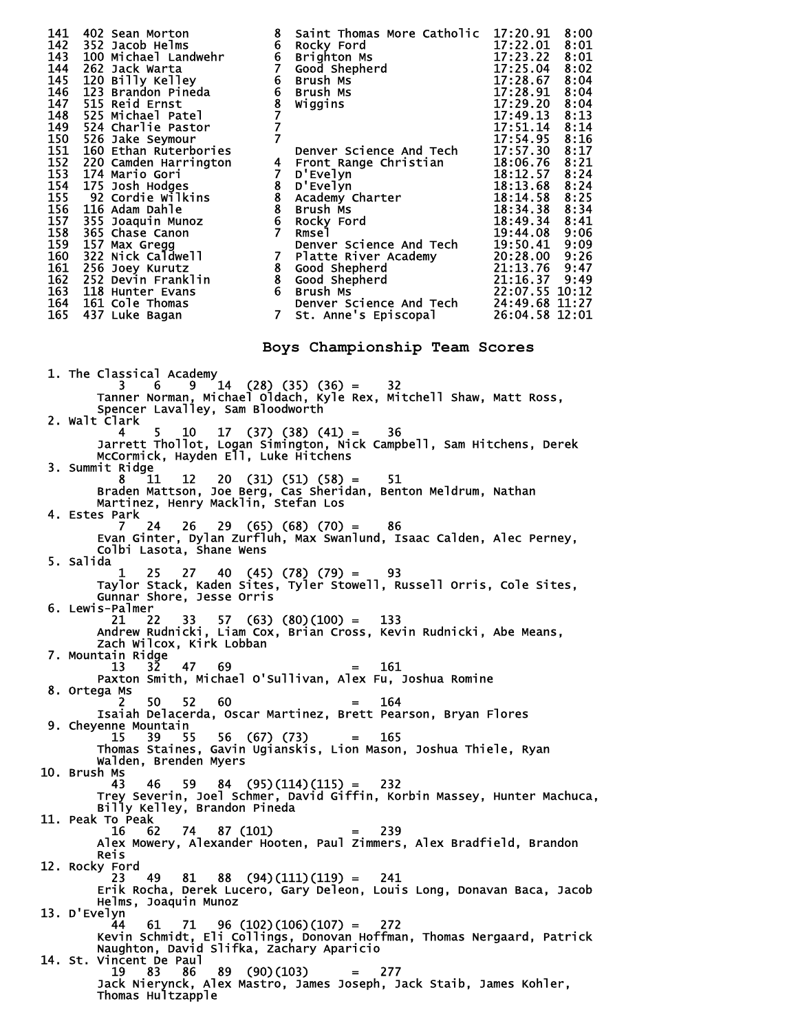| Place | Bib | Name | Grade | School | Time | Pace |
|---|---|---|---|---|---|---|
| 141 | 402 | Sean Morton | 8 | Saint Thomas More Catholic | 17:20.91 | 8:00 |
| 142 | 352 | Jacob Helms | 6 | Rocky Ford | 17:22.01 | 8:01 |
| 143 | 100 | Michael Landwehr | 6 | Brighton Ms | 17:23.22 | 8:01 |
| 144 | 262 | Jack Warta | 7 | Good Shepherd | 17:25.04 | 8:02 |
| 145 | 120 | Billy Kelley | 6 | Brush Ms | 17:28.67 | 8:04 |
| 146 | 123 | Brandon Pineda | 6 | Brush Ms | 17:28.91 | 8:04 |
| 147 | 515 | Reid Ernst | 8 | Wiggins | 17:29.20 | 8:04 |
| 148 | 525 | Michael Patel | 7 | | 17:49.13 | 8:13 |
| 149 | 524 | Charlie Pastor | 7 | | 17:51.14 | 8:14 |
| 150 | 526 | Jake Seymour | 7 | | 17:54.95 | 8:16 |
| 151 | 160 | Ethan Ruterbories | | Denver Science And Tech | 17:57.30 | 8:17 |
| 152 | 220 | Camden Harrington | 4 | Front Range Christian | 18:06.76 | 8:21 |
| 153 | 174 | Mario Gori | 7 | D'Evelyn | 18:12.57 | 8:24 |
| 154 | 175 | Josh Hodges | 8 | D'Evelyn | 18:13.68 | 8:24 |
| 155 | 92 | Cordie Wilkins | 8 | Academy Charter | 18:14.58 | 8:25 |
| 156 | 116 | Adam Dahle | 8 | Brush Ms | 18:34.38 | 8:34 |
| 157 | 355 | Joaquin Munoz | 6 | Rocky Ford | 18:49.34 | 8:41 |
| 158 | 365 | Chase Canon | 7 | Rmsel | 19:44.08 | 9:06 |
| 159 | 157 | Max Gregg | | Denver Science And Tech | 19:50.41 | 9:09 |
| 160 | 322 | Nick Caldwell | 7 | Platte River Academy | 20:28.00 | 9:26 |
| 161 | 256 | Joey Kurutz | 8 | Good Shepherd | 21:13.76 | 9:47 |
| 162 | 252 | Devin Franklin | 8 | Good Shepherd | 21:16.37 | 9:49 |
| 163 | 118 | Hunter Evans | 6 | Brush Ms | 22:07.55 | 10:12 |
| 164 | 161 | Cole Thomas | | Denver Science And Tech | 24:49.68 | 11:27 |
| 165 | 437 | Luke Bagan | 7 | St. Anne's Episcopal | 26:04.58 | 12:01 |

## Boys Championship Team Scores

1. The Classical Academy
   3 6 9 14 (28) (35) (36) = 32
   Tanner Norman, Michael Oldach, Kyle Rex, Mitchell Shaw, Matt Ross, Spencer Lavalley, Sam Bloodworth
2. Walt Clark
   4 5 10 17 (37) (38) (41) = 36
   Jarrett Thollot, Logan Simington, Nick Campbell, Sam Hitchens, Derek McCormick, Hayden Ell, Luke Hitchens
3. Summit Ridge
   8 11 12 20 (31) (51) (58) = 51
   Braden Mattson, Joe Berg, Cas Sheridan, Benton Meldrum, Nathan Martinez, Henry Macklin, Stefan Los
4. Estes Park
   7 24 26 29 (65) (68) (70) = 86
   Evan Ginter, Dylan Zurfluh, Max Swanlund, Isaac Calden, Alec Perney, Colbi Lasota, Shane Wens
5. Salida
   1 25 27 40 (45) (78) (79) = 93
   Taylor Stack, Kaden Sites, Tyler Stowell, Russell Orris, Cole Sites, Gunnar Shore, Jesse Orris
6. Lewis-Palmer
   21 22 33 57 (63) (80)(100) = 133
   Andrew Rudnicki, Liam Cox, Brian Cross, Kevin Rudnicki, Abe Means, Zach Wilcox, Kirk Lobban
7. Mountain Ridge
   13 32 47 69 = 161
   Paxton Smith, Michael O'Sullivan, Alex Fu, Joshua Romine
8. Ortega Ms
   2 50 52 60 = 164
   Isaiah Delacerda, Oscar Martinez, Brett Pearson, Bryan Flores
9. Cheyenne Mountain
   15 39 55 56 (67) (73) = 165
   Thomas Staines, Gavin Ugianskis, Lion Mason, Joshua Thiele, Ryan Walden, Brenden Myers
10. Brush Ms
    43 46 59 84 (95)(114)(115) = 232
    Trey Severin, Joel Schmer, David Giffin, Korbin Massey, Hunter Machuca, Billy Kelley, Brandon Pineda
11. Peak To Peak
    16 62 74 87 (101) = 239
    Alex Mowery, Alexander Hooten, Paul Zimmers, Alex Bradfield, Brandon Reis
12. Rocky Ford
    23 49 81 88 (94)(111)(119) = 241
    Erik Rocha, Derek Lucero, Gary Deleon, Louis Long, Donavan Baca, Jacob Helms, Joaquin Munoz
13. D'Evelyn
    44 61 71 96 (102)(106)(107) = 272
    Kevin Schmidt, Eli Collings, Donovan Hoffman, Thomas Nergaard, Patrick Naughton, David Slifka, Zachary Aparicio
14. St. Vincent De Paul
    19 83 86 89 (90)(103) = 277
    Jack Nierynck, Alex Mastro, James Joseph, Jack Staib, James Kohler, Thomas Hultzapple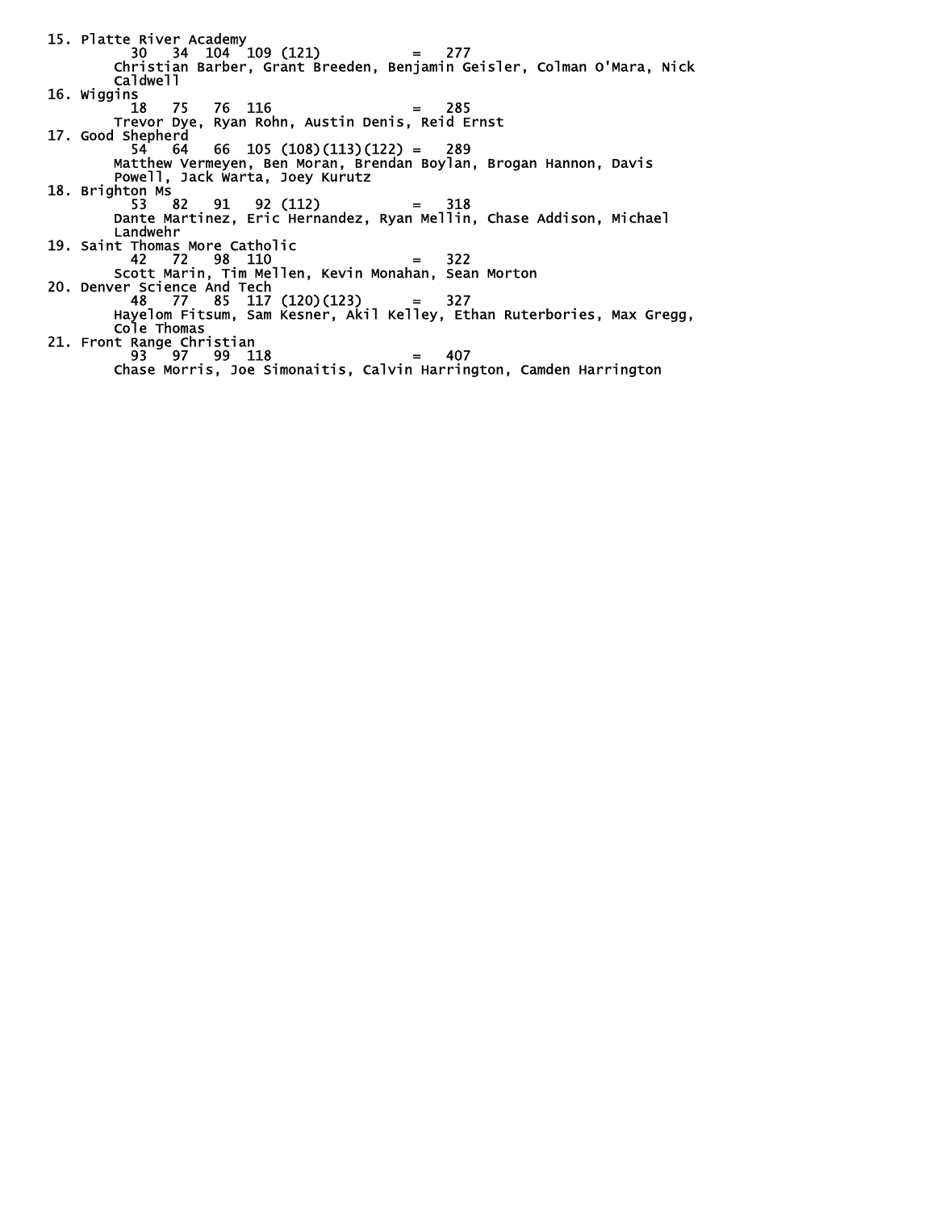```
15. Platte River Academy
          30   34  104  109 (121)           =   277
        Christian Barber, Grant Breeden, Benjamin Geisler, Colman O'Mara, Nick
        Caldwell
16. Wiggins
          18   75   76  116                 =   285
        Trevor Dye, Ryan Rohn, Austin Denis, Reid Ernst
17. Good Shepherd
          54   64   66  105 (108)(113)(122) =   289
        Matthew Vermeyen, Ben Moran, Brendan Boylan, Brogan Hannon, Davis
        Powell, Jack Warta, Joey Kurutz
18. Brighton Ms
          53   82   91   92 (112)           =   318
        Dante Martinez, Eric Hernandez, Ryan Mellin, Chase Addison, Michael
        Landwehr
19. Saint Thomas More Catholic
          42   72   98  110                 =   322
        Scott Marin, Tim Mellen, Kevin Monahan, Sean Morton
20. Denver Science And Tech
          48   77   85  117 (120)(123)      =   327
        Hayelom Fitsum, Sam Kesner, Akil Kelley, Ethan Ruterbories, Max Gregg,
        Cole Thomas
21. Front Range Christian
          93   97   99  118                 =   407
        Chase Morris, Joe Simonaitis, Calvin Harrington, Camden Harrington
```